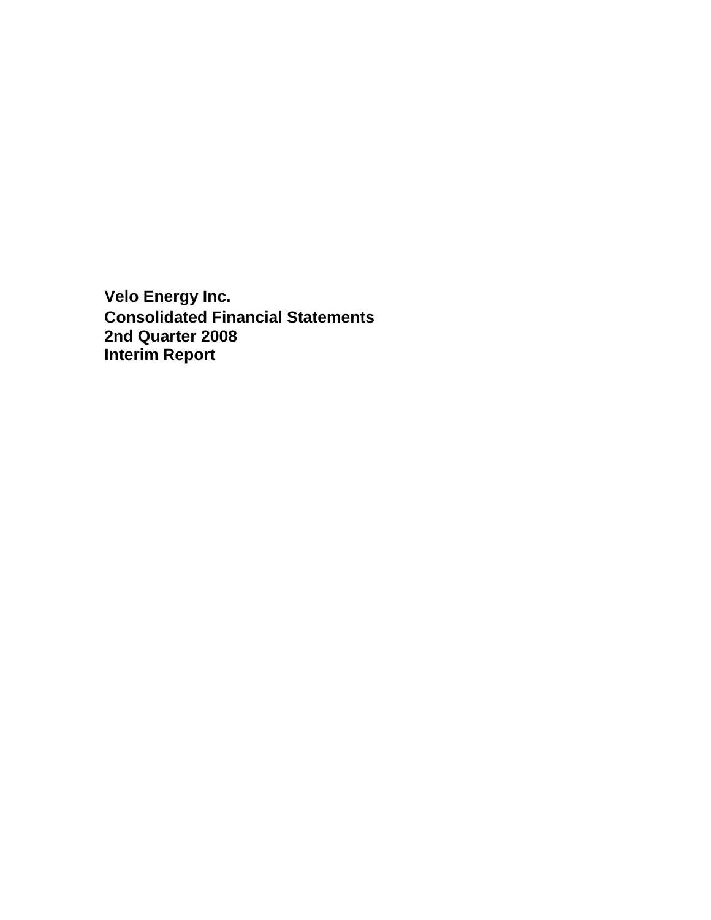# Velo Energy Inc.

# Consolidated Financial Statements

# 2nd Quarter 2008

# Interim Report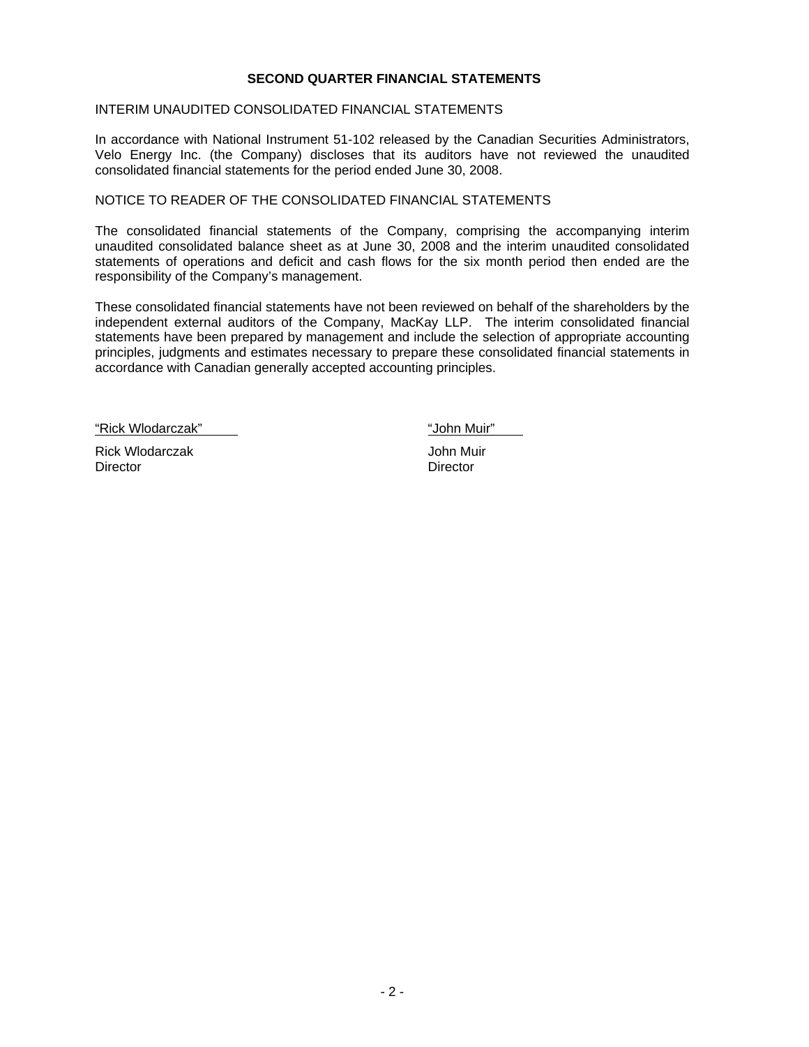# SECOND QUARTER FINANCIAL STATEMENTS

## INTERIM UNAUDITED CONSOLIDATED FINANCIAL STATEMENTS

In accordance with National Instrument 51-102 released by the Canadian Securities Administrators, Velo Energy Inc. (the Company) discloses that its auditors have not reviewed the unaudited consolidated financial statements for the period ended June 30, 2008.

## NOTICE TO READER OF THE CONSOLIDATED FINANCIAL STATEMENTS

The consolidated financial statements of the Company, comprising the accompanying interim unaudited consolidated balance sheet as at June 30, 2008 and the interim unaudited consolidated statements of operations and deficit and cash flows for the six month period then ended are the responsibility of the Company's management.

These consolidated financial statements have not been reviewed on behalf of the shareholders by the independent external auditors of the Company, MacKay LLP. The interim consolidated financial statements have been prepared by management and include the selection of appropriate accounting principles, judgments and estimates necessary to prepare these consolidated financial statements in accordance with Canadian generally accepted accounting principles.

"Rick Wlodarczak"

Rick Wlodarczak
Director

"John Muir"

John Muir
Director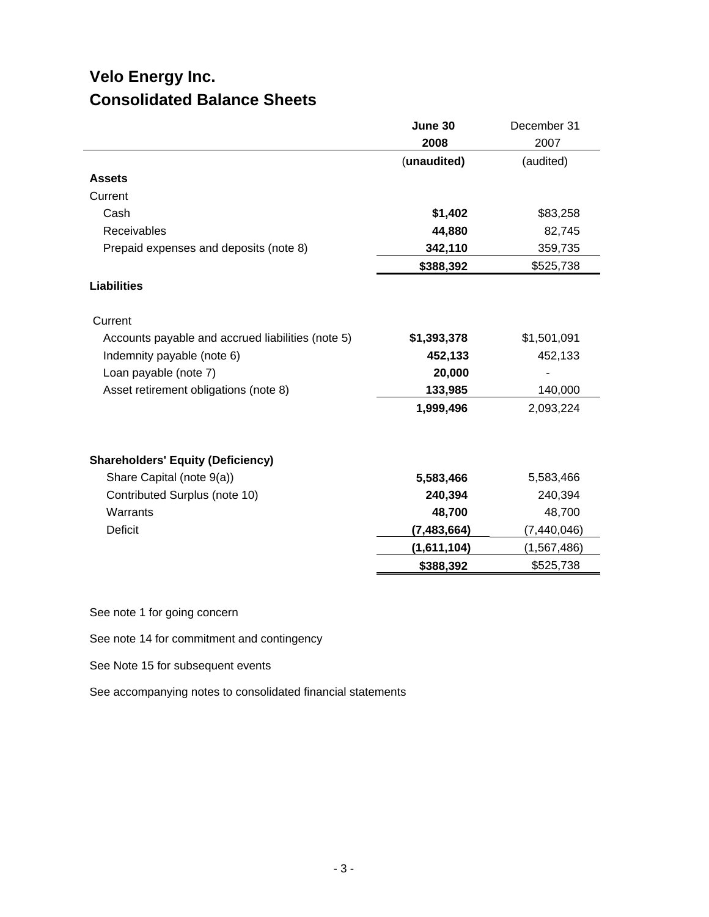# Velo Energy Inc.
## Consolidated Balance Sheets

| | **June 30 2008** | December 31 2007 |
|---|---|---|
| | **(unaudited)** | (audited) |
| **Assets** | | |
| Current | | |
| Cash | **$1,402** | $83,258 |
| Receivables | **44,880** | 82,745 |
| Prepaid expenses and deposits (note 8) | **342,110** | 359,735 |
| | **$388,392** | $525,738 |
| **Liabilities** | | |
| Current | | |
| Accounts payable and accrued liabilities (note 5) | **$1,393,378** | $1,501,091 |
| Indemnity payable (note 6) | **452,133** | 452,133 |
| Loan payable (note 7) | **20,000** | - |
| Asset retirement obligations (note 8) | **133,985** | 140,000 |
| | **1,999,496** | 2,093,224 |
| **Shareholders' Equity (Deficiency)** | | |
| Share Capital (note 9(a)) | **5,583,466** | 5,583,466 |
| Contributed Surplus (note 10) | **240,394** | 240,394 |
| Warrants | **48,700** | 48,700 |
| Deficit | **(7,483,664)** | (7,440,046) |
| | **(1,611,104)** | (1,567,486) |
| | **$388,392** | $525,738 |

See note 1 for going concern

See note 14 for commitment and contingency

See Note 15 for subsequent events

See accompanying notes to consolidated financial statements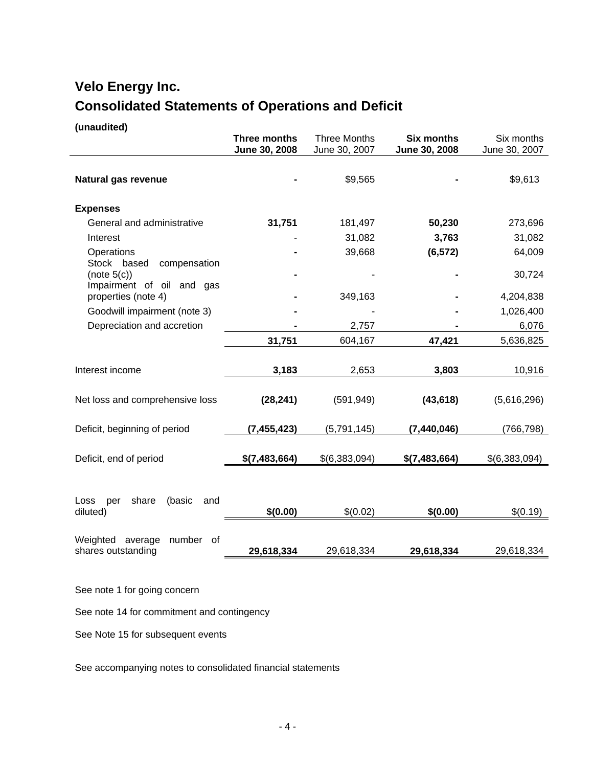# Velo Energy Inc.

## Consolidated Statements of Operations and Deficit

**(unaudited)**

| | **Three months June 30, 2008** | Three Months June 30, 2007 | **Six months June 30, 2008** | Six months June 30, 2007 |
|---|---|---|---|---|
| **Natural gas revenue** | **-** | $9,565 | **-** | $9,613 |
| **Expenses** | | | | |
| General and administrative | **31,751** | 181,497 | **50,230** | 273,696 |
| Interest | - | 31,082 | **3,763** | 31,082 |
| Operations | **-** | 39,668 | **(6,572)** | 64,009 |
| Stock based compensation (note 5(c)) | **-** | - | **-** | 30,724 |
| Impairment of oil and gas properties (note 4) | **-** | 349,163 | **-** | 4,204,838 |
| Goodwill impairment (note 3) | **-** | - | **-** | 1,026,400 |
| Depreciation and accretion | **-** | 2,757 | **-** | 6,076 |
| | **31,751** | 604,167 | **47,421** | 5,636,825 |
| Interest income | **3,183** | 2,653 | **3,803** | 10,916 |
| Net loss and comprehensive loss | **(28,241)** | (591,949) | **(43,618)** | (5,616,296) |
| Deficit, beginning of period | **(7,455,423)** | (5,791,145) | **(7,440,046)** | (766,798) |
| Deficit, end of period | **$(7,483,664)** | $(6,383,094) | **$(7,483,664)** | $(6,383,094) |
| Loss per share (basic and diluted) | **$(0.00)** | $(0.02) | **$(0.00)** | $(0.19) |
| Weighted average number of shares outstanding | **29,618,334** | 29,618,334 | **29,618,334** | 29,618,334 |

See note 1 for going concern

See note 14 for commitment and contingency

See Note 15 for subsequent events

See accompanying notes to consolidated financial statements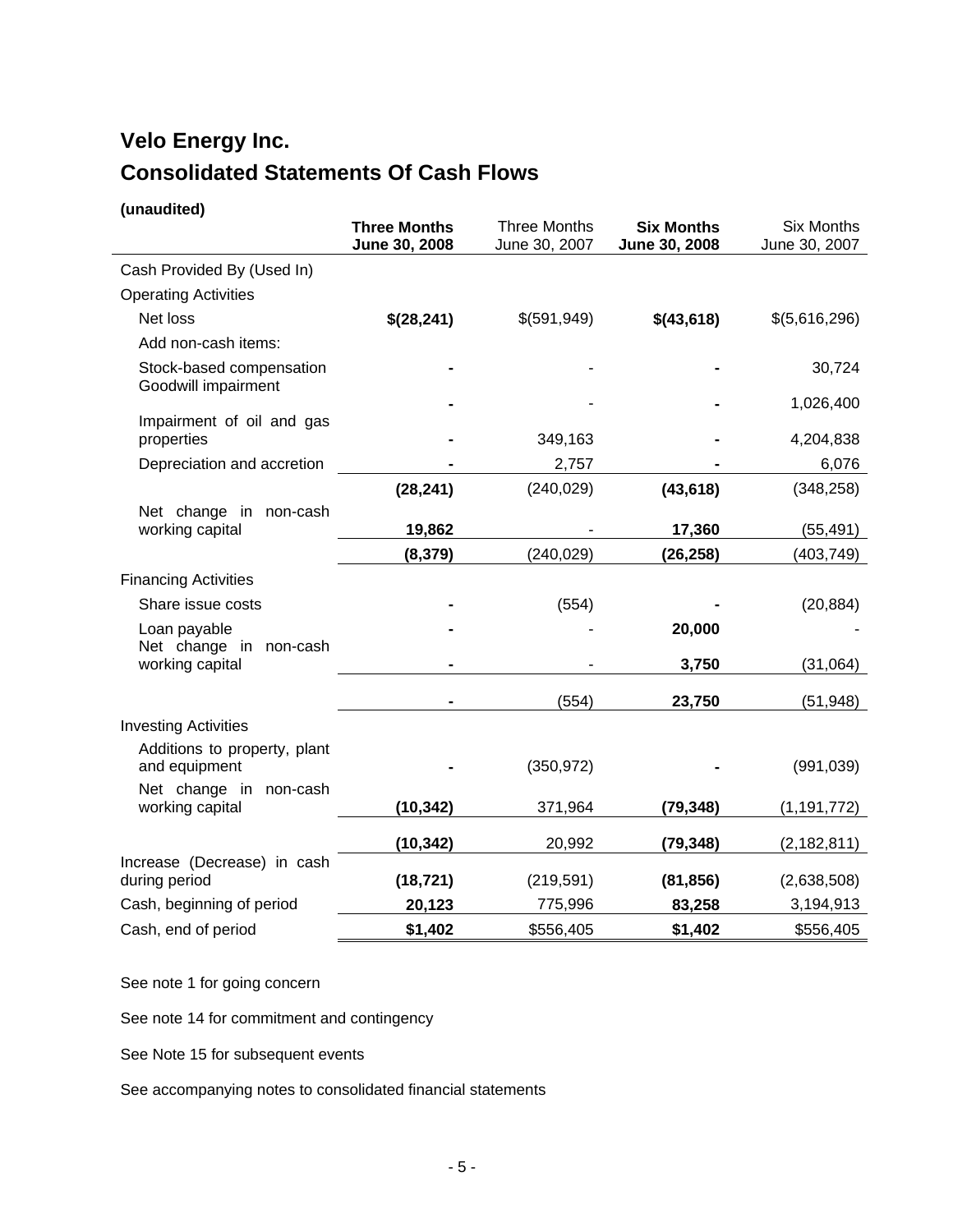# Velo Energy Inc.

# Consolidated Statements Of Cash Flows

**(unaudited)**

| | **Three Months June 30, 2008** | Three Months June 30, 2007 | **Six Months June 30, 2008** | Six Months June 30, 2007 |
|---|---|---|---|---|
| Cash Provided By (Used In) | | | | |
| Operating Activities | | | | |
| Net loss | **$(28,241)** | $(591,949) | **$(43,618)** | $(5,616,296) |
| Add non-cash items: | | | | |
| Stock-based compensation | **-** | - | **-** | 30,724 |
| Goodwill impairment | **-** | - | **-** | 1,026,400 |
| Impairment of oil and gas properties | **-** | 349,163 | **-** | 4,204,838 |
| Depreciation and accretion | **-** | 2,757 | **-** | 6,076 |
| | **(28,241)** | (240,029) | **(43,618)** | (348,258) |
| Net change in non-cash working capital | **19,862** | - | **17,360** | (55,491) |
| | **(8,379)** | (240,029) | **(26,258)** | (403,749) |
| Financing Activities | | | | |
| Share issue costs | **-** | (554) | **-** | (20,884) |
| Loan payable | **-** | - | **20,000** | - |
| Net change in non-cash working capital | **-** | - | **3,750** | (31,064) |
| | **-** | (554) | **23,750** | (51,948) |
| Investing Activities | | | | |
| Additions to property, plant and equipment | **-** | (350,972) | **-** | (991,039) |
| Net change in non-cash working capital | **(10,342)** | 371,964 | **(79,348)** | (1,191,772) |
| | **(10,342)** | 20,992 | **(79,348)** | (2,182,811) |
| Increase (Decrease) in cash during period | **(18,721)** | (219,591) | **(81,856)** | (2,638,508) |
| Cash, beginning of period | **20,123** | 775,996 | **83,258** | 3,194,913 |
| Cash, end of period | **$1,402** | $556,405 | **$1,402** | $556,405 |

See note 1 for going concern

See note 14 for commitment and contingency

See Note 15 for subsequent events

See accompanying notes to consolidated financial statements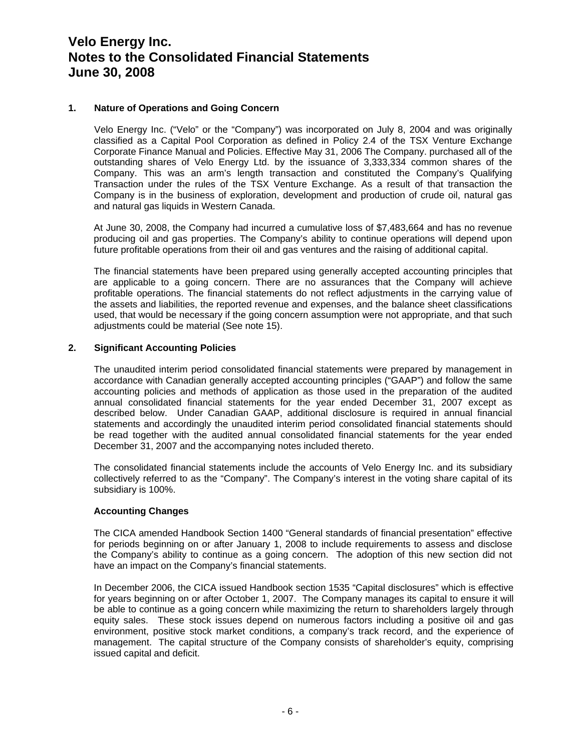# Velo Energy Inc.
# Notes to the Consolidated Financial Statements
# June 30, 2008

## 1. Nature of Operations and Going Concern

Velo Energy Inc. ("Velo" or the "Company") was incorporated on July 8, 2004 and was originally classified as a Capital Pool Corporation as defined in Policy 2.4 of the TSX Venture Exchange Corporate Finance Manual and Policies. Effective May 31, 2006 The Company. purchased all of the outstanding shares of Velo Energy Ltd. by the issuance of 3,333,334 common shares of the Company. This was an arm's length transaction and constituted the Company's Qualifying Transaction under the rules of the TSX Venture Exchange. As a result of that transaction the Company is in the business of exploration, development and production of crude oil, natural gas and natural gas liquids in Western Canada.

At June 30, 2008, the Company had incurred a cumulative loss of $7,483,664 and has no revenue producing oil and gas properties. The Company's ability to continue operations will depend upon future profitable operations from their oil and gas ventures and the raising of additional capital.

The financial statements have been prepared using generally accepted accounting principles that are applicable to a going concern. There are no assurances that the Company will achieve profitable operations. The financial statements do not reflect adjustments in the carrying value of the assets and liabilities, the reported revenue and expenses, and the balance sheet classifications used, that would be necessary if the going concern assumption were not appropriate, and that such adjustments could be material (See note 15).

## 2. Significant Accounting Policies

The unaudited interim period consolidated financial statements were prepared by management in accordance with Canadian generally accepted accounting principles ("GAAP") and follow the same accounting policies and methods of application as those used in the preparation of the audited annual consolidated financial statements for the year ended December 31, 2007 except as described below. Under Canadian GAAP, additional disclosure is required in annual financial statements and accordingly the unaudited interim period consolidated financial statements should be read together with the audited annual consolidated financial statements for the year ended December 31, 2007 and the accompanying notes included thereto.

The consolidated financial statements include the accounts of Velo Energy Inc. and its subsidiary collectively referred to as the "Company". The Company's interest in the voting share capital of its subsidiary is 100%.

### Accounting Changes

The CICA amended Handbook Section 1400 "General standards of financial presentation" effective for periods beginning on or after January 1, 2008 to include requirements to assess and disclose the Company's ability to continue as a going concern. The adoption of this new section did not have an impact on the Company's financial statements.

In December 2006, the CICA issued Handbook section 1535 "Capital disclosures" which is effective for years beginning on or after October 1, 2007. The Company manages its capital to ensure it will be able to continue as a going concern while maximizing the return to shareholders largely through equity sales. These stock issues depend on numerous factors including a positive oil and gas environment, positive stock market conditions, a company's track record, and the experience of management. The capital structure of the Company consists of shareholder's equity, comprising issued capital and deficit.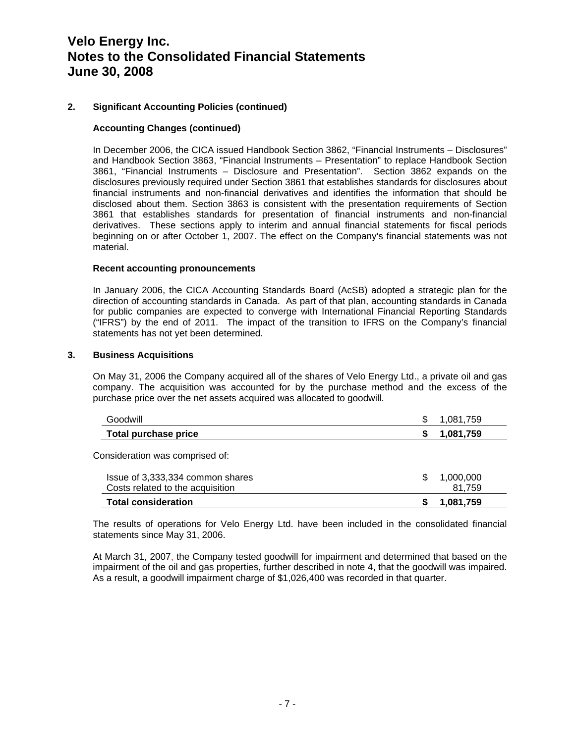# Velo Energy Inc.
# Notes to the Consolidated Financial Statements
# June 30, 2008

## 2. Significant Accounting Policies (continued)

### Accounting Changes (continued)

In December 2006, the CICA issued Handbook Section 3862, "Financial Instruments – Disclosures" and Handbook Section 3863, "Financial Instruments – Presentation" to replace Handbook Section 3861, "Financial Instruments – Disclosure and Presentation". Section 3862 expands on the disclosures previously required under Section 3861 that establishes standards for disclosures about financial instruments and non-financial derivatives and identifies the information that should be disclosed about them. Section 3863 is consistent with the presentation requirements of Section 3861 that establishes standards for presentation of financial instruments and non-financial derivatives. These sections apply to interim and annual financial statements for fiscal periods beginning on or after October 1, 2007. The effect on the Company's financial statements was not material.

### Recent accounting pronouncements

In January 2006, the CICA Accounting Standards Board (AcSB) adopted a strategic plan for the direction of accounting standards in Canada. As part of that plan, accounting standards in Canada for public companies are expected to converge with International Financial Reporting Standards ("IFRS") by the end of 2011. The impact of the transition to IFRS on the Company's financial statements has not yet been determined.

## 3. Business Acquisitions

On May 31, 2006 the Company acquired all of the shares of Velo Energy Ltd., a private oil and gas company. The acquisition was accounted for by the purchase method and the excess of the purchase price over the net assets acquired was allocated to goodwill.

| | | |
|---|---|---|
| Goodwill | $ | 1,081,759 |
| **Total purchase price** | **$** | **1,081,759** |

Consideration was comprised of:

| | | |
|---|---|---|
| Issue of 3,333,334 common shares | $ | 1,000,000 |
| Costs related to the acquisition | | 81,759 |
| **Total consideration** | **$** | **1,081,759** |

The results of operations for Velo Energy Ltd. have been included in the consolidated financial statements since May 31, 2006.

At March 31, 2007, the Company tested goodwill for impairment and determined that based on the impairment of the oil and gas properties, further described in note 4, that the goodwill was impaired. As a result, a goodwill impairment charge of $1,026,400 was recorded in that quarter.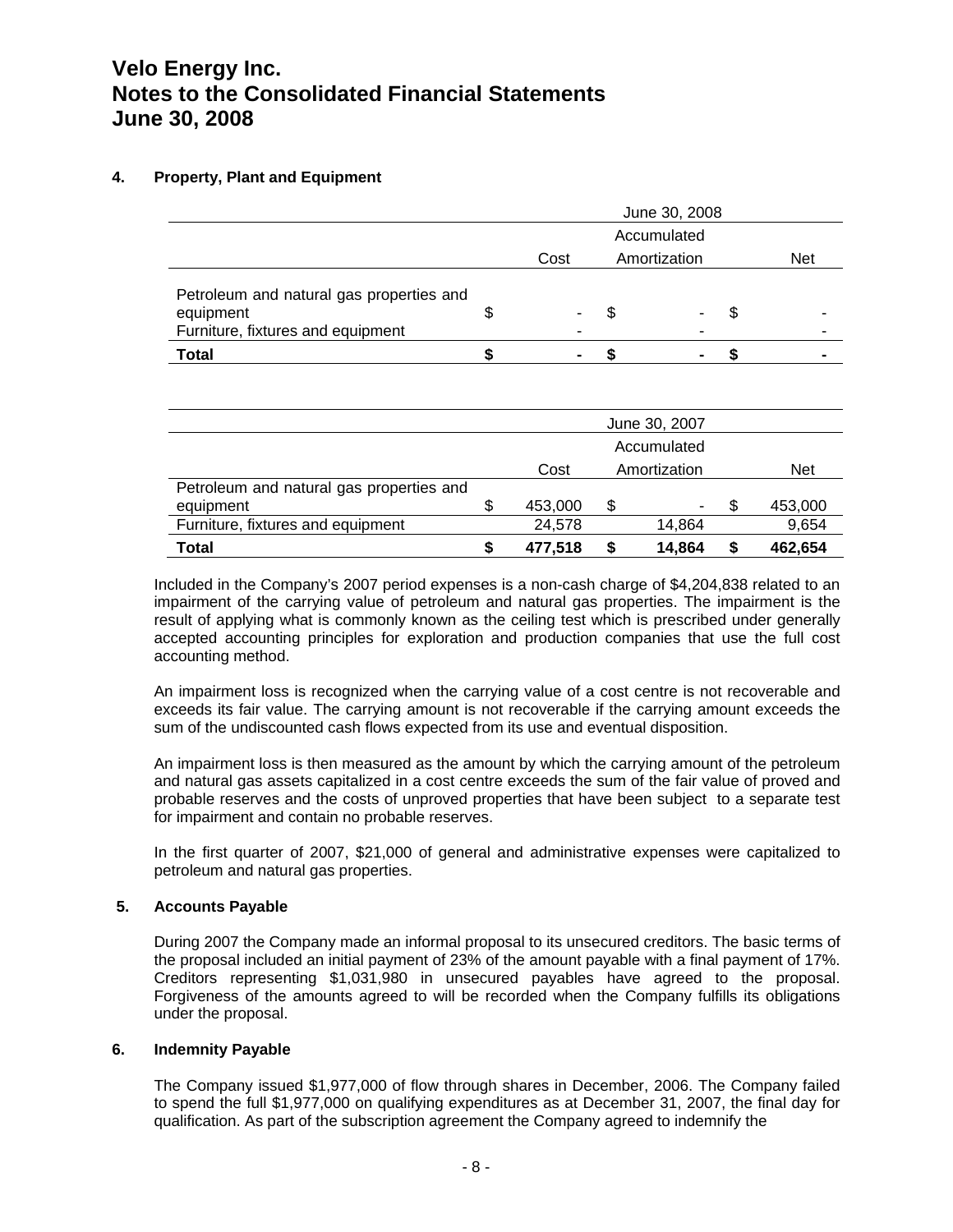# Velo Energy Inc.
# Notes to the Consolidated Financial Statements
# June 30, 2008

## 4. Property, Plant and Equipment

| | June 30, 2008 | | |
|---|---|---|---|
| | Cost | Accumulated Amortization | Net |
| Petroleum and natural gas properties and equipment | $ - | $ - | $ - |
| Furniture, fixtures and equipment | - | - | - |
| **Total** | **$ -** | **$ -** | **$ -** |

| | June 30, 2007 | | |
|---|---|---|---|
| | Cost | Accumulated Amortization | Net |
| Petroleum and natural gas properties and equipment | $ 453,000 | $ - | $ 453,000 |
| Furniture, fixtures and equipment | 24,578 | 14,864 | 9,654 |
| **Total** | **$ 477,518** | **$ 14,864** | **$ 462,654** |

Included in the Company's 2007 period expenses is a non-cash charge of $4,204,838 related to an impairment of the carrying value of petroleum and natural gas properties. The impairment is the result of applying what is commonly known as the ceiling test which is prescribed under generally accepted accounting principles for exploration and production companies that use the full cost accounting method.

An impairment loss is recognized when the carrying value of a cost centre is not recoverable and exceeds its fair value. The carrying amount is not recoverable if the carrying amount exceeds the sum of the undiscounted cash flows expected from its use and eventual disposition.

An impairment loss is then measured as the amount by which the carrying amount of the petroleum and natural gas assets capitalized in a cost centre exceeds the sum of the fair value of proved and probable reserves and the costs of unproved properties that have been subject to a separate test for impairment and contain no probable reserves.

In the first quarter of 2007, $21,000 of general and administrative expenses were capitalized to petroleum and natural gas properties.

## 5. Accounts Payable

During 2007 the Company made an informal proposal to its unsecured creditors. The basic terms of the proposal included an initial payment of 23% of the amount payable with a final payment of 17%. Creditors representing $1,031,980 in unsecured payables have agreed to the proposal. Forgiveness of the amounts agreed to will be recorded when the Company fulfills its obligations under the proposal.

## 6. Indemnity Payable

The Company issued $1,977,000 of flow through shares in December, 2006. The Company failed to spend the full $1,977,000 on qualifying expenditures as at December 31, 2007, the final day for qualification. As part of the subscription agreement the Company agreed to indemnify the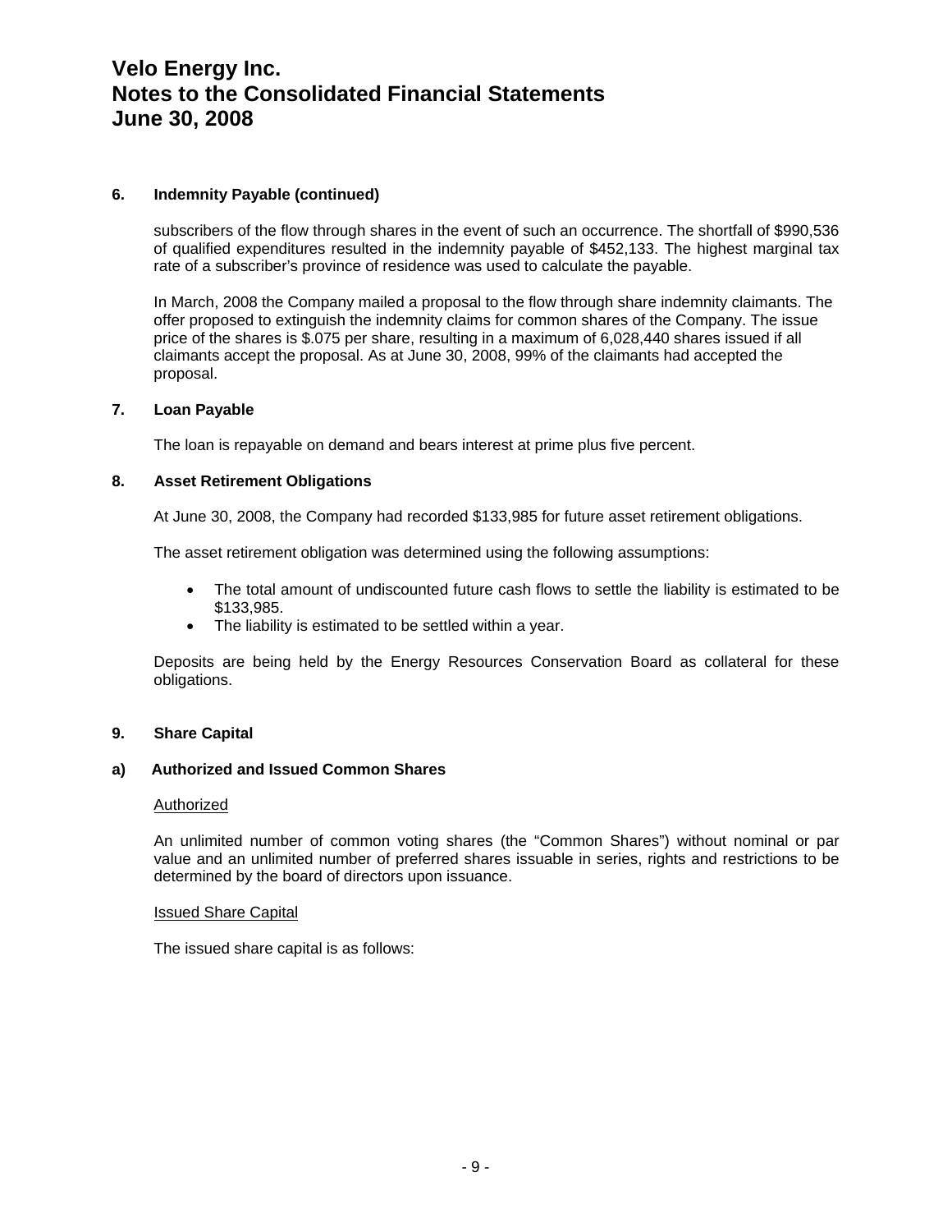### 6. Indemnity Payable (continued)

subscribers of the flow through shares in the event of such an occurrence. The shortfall of $990,536 of qualified expenditures resulted in the indemnity payable of $452,133. The highest marginal tax rate of a subscriber's province of residence was used to calculate the payable.

In March, 2008 the Company mailed a proposal to the flow through share indemnity claimants. The offer proposed to extinguish the indemnity claims for common shares of the Company. The issue price of the shares is $.075 per share, resulting in a maximum of 6,028,440 shares issued if all claimants accept the proposal. As at June 30, 2008, 99% of the claimants had accepted the proposal.

### 7. Loan Payable

The loan is repayable on demand and bears interest at prime plus five percent.

### 8. Asset Retirement Obligations

At June 30, 2008, the Company had recorded $133,985 for future asset retirement obligations.

The asset retirement obligation was determined using the following assumptions:

- The total amount of undiscounted future cash flows to settle the liability is estimated to be $133,985.
- The liability is estimated to be settled within a year.

Deposits are being held by the Energy Resources Conservation Board as collateral for these obligations.

### 9. Share Capital

#### a) Authorized and Issued Common Shares

Authorized

An unlimited number of common voting shares (the "Common Shares") without nominal or par value and an unlimited number of preferred shares issuable in series, rights and restrictions to be determined by the board of directors upon issuance.

Issued Share Capital

The issued share capital is as follows: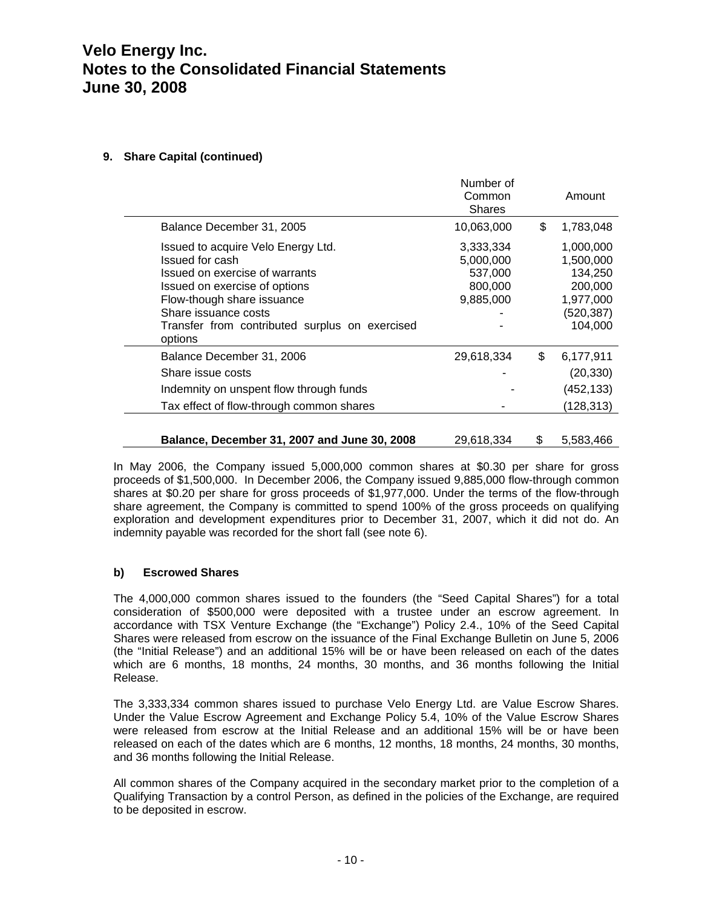# Velo Energy Inc.
# Notes to the Consolidated Financial Statements
# June 30, 2008

## 9. Share Capital (continued)

| | Number of Common Shares | | Amount |
|---|---|---|---|
| Balance December 31, 2005 | 10,063,000 | $ | 1,783,048 |
| Issued to acquire Velo Energy Ltd. | 3,333,334 | | 1,000,000 |
| Issued for cash | 5,000,000 | | 1,500,000 |
| Issued on exercise of warrants | 537,000 | | 134,250 |
| Issued on exercise of options | 800,000 | | 200,000 |
| Flow-though share issuance | 9,885,000 | | 1,977,000 |
| Share issuance costs | - | | (520,387) |
| Transfer from contributed surplus on exercised options | - | | 104,000 |
| Balance December 31, 2006 | 29,618,334 | $ | 6,177,911 |
| Share issue costs | - | | (20,330) |
| Indemnity on unspent flow through funds | - | | (452,133) |
| Tax effect of flow-through common shares | - | | (128,313) |
| **Balance, December 31, 2007 and June 30, 2008** | 29,618,334 | $ | 5,583,466 |

In May 2006, the Company issued 5,000,000 common shares at $0.30 per share for gross proceeds of $1,500,000. In December 2006, the Company issued 9,885,000 flow-through common shares at $0.20 per share for gross proceeds of $1,977,000. Under the terms of the flow-through share agreement, the Company is committed to spend 100% of the gross proceeds on qualifying exploration and development expenditures prior to December 31, 2007, which it did not do. An indemnity payable was recorded for the short fall (see note 6).

### b) Escrowed Shares

The 4,000,000 common shares issued to the founders (the "Seed Capital Shares") for a total consideration of $500,000 were deposited with a trustee under an escrow agreement. In accordance with TSX Venture Exchange (the "Exchange") Policy 2.4., 10% of the Seed Capital Shares were released from escrow on the issuance of the Final Exchange Bulletin on June 5, 2006 (the "Initial Release") and an additional 15% will be or have been released on each of the dates which are 6 months, 18 months, 24 months, 30 months, and 36 months following the Initial Release.

The 3,333,334 common shares issued to purchase Velo Energy Ltd. are Value Escrow Shares. Under the Value Escrow Agreement and Exchange Policy 5.4, 10% of the Value Escrow Shares were released from escrow at the Initial Release and an additional 15% will be or have been released on each of the dates which are 6 months, 12 months, 18 months, 24 months, 30 months, and 36 months following the Initial Release.

All common shares of the Company acquired in the secondary market prior to the completion of a Qualifying Transaction by a control Person, as defined in the policies of the Exchange, are required to be deposited in escrow.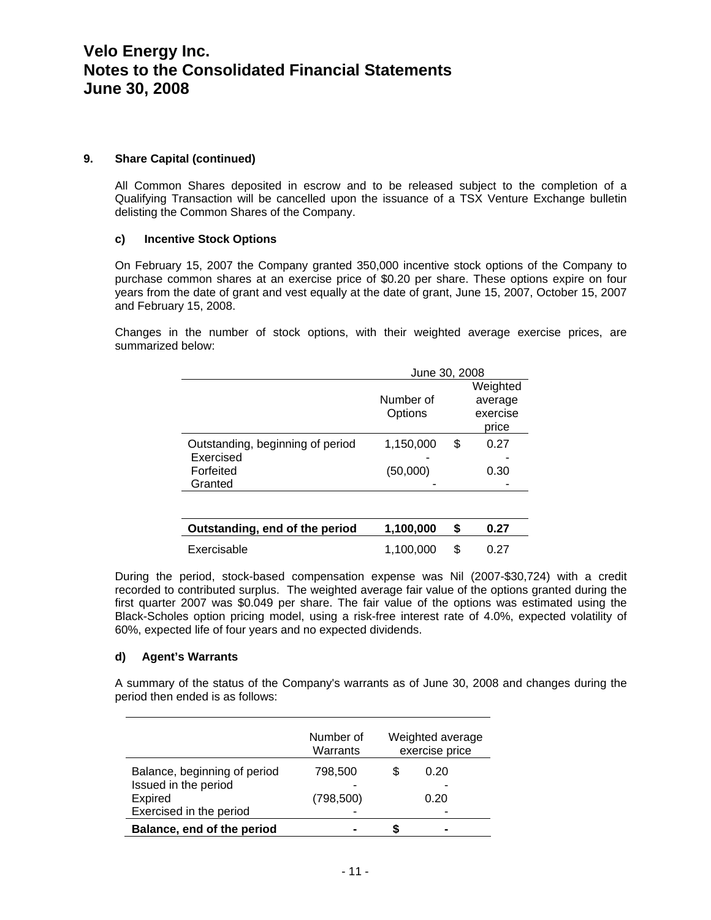### 9. Share Capital (continued)

All Common Shares deposited in escrow and to be released subject to the completion of a Qualifying Transaction will be cancelled upon the issuance of a TSX Venture Exchange bulletin delisting the Common Shares of the Company.

#### c) Incentive Stock Options

On February 15, 2007 the Company granted 350,000 incentive stock options of the Company to purchase common shares at an exercise price of $0.20 per share. These options expire on four years from the date of grant and vest equally at the date of grant, June 15, 2007, October 15, 2007 and February 15, 2008.

Changes in the number of stock options, with their weighted average exercise prices, are summarized below:

| | June 30, 2008 | | |
|---|---|---|---|
| | Number of Options | | Weighted average exercise price |
| Outstanding, beginning of period | 1,150,000 | $ | 0.27 |
| Exercised | - | | - |
| Forfeited | (50,000) | | 0.30 |
| Granted | - | | - |
| **Outstanding, end of the period** | **1,100,000** | **$** | **0.27** |
| Exercisable | 1,100,000 | $ | 0.27 |

During the period, stock-based compensation expense was Nil (2007-$30,724) with a credit recorded to contributed surplus. The weighted average fair value of the options granted during the first quarter 2007 was $0.049 per share. The fair value of the options was estimated using the Black-Scholes option pricing model, using a risk-free interest rate of 4.0%, expected volatility of 60%, expected life of four years and no expected dividends.

#### d) Agent's Warrants

A summary of the status of the Company's warrants as of June 30, 2008 and changes during the period then ended is as follows:

| | Number of Warrants | | Weighted average exercise price |
|---|---|---|---|
| Balance, beginning of period | 798,500 | $ | 0.20 |
| Issued in the period | - | | - |
| Expired | (798,500) | | 0.20 |
| Exercised in the period | - | | - |
| **Balance, end of the period** | **-** | **$** | **-** |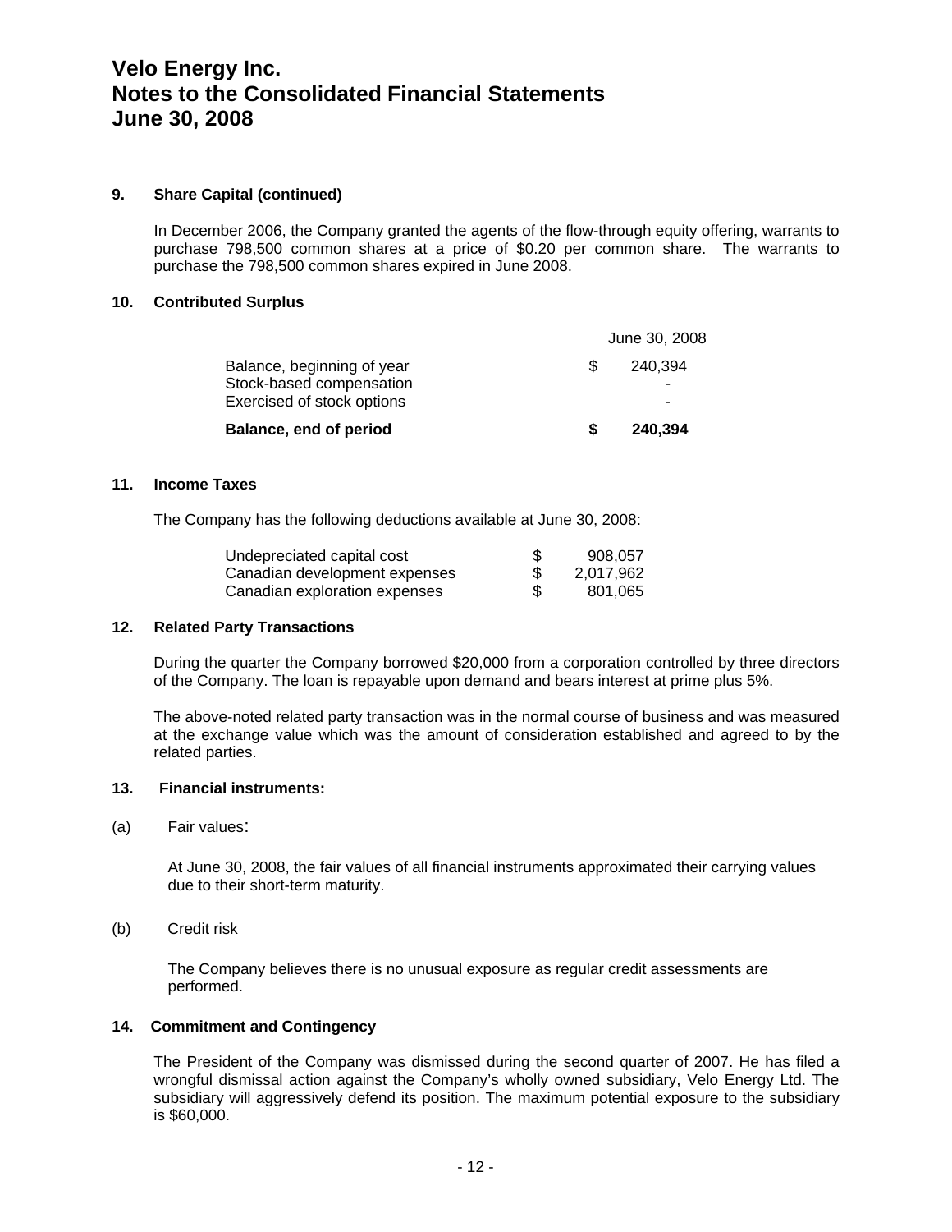# Velo Energy Inc.
# Notes to the Consolidated Financial Statements
# June 30, 2008

### 9. Share Capital (continued)

In December 2006, the Company granted the agents of the flow-through equity offering, warrants to purchase 798,500 common shares at a price of $0.20 per common share. The warrants to purchase the 798,500 common shares expired in June 2008.

### 10. Contributed Surplus

| | | June 30, 2008 |
|---|---|---|
| Balance, beginning of year | $ | 240,394 |
| Stock-based compensation | | - |
| Exercised of stock options | | - |
| **Balance, end of period** | **$** | **240,394** |

### 11. Income Taxes

The Company has the following deductions available at June 30, 2008:

| | | |
|---|---|---|
| Undepreciated capital cost | $ | 908,057 |
| Canadian development expenses | $ | 2,017,962 |
| Canadian exploration expenses | $ | 801,065 |

### 12. Related Party Transactions

During the quarter the Company borrowed $20,000 from a corporation controlled by three directors of the Company. The loan is repayable upon demand and bears interest at prime plus 5%.

The above-noted related party transaction was in the normal course of business and was measured at the exchange value which was the amount of consideration established and agreed to by the related parties.

### 13. Financial instruments:

(a) Fair values:

At June 30, 2008, the fair values of all financial instruments approximated their carrying values due to their short-term maturity.

(b) Credit risk

The Company believes there is no unusual exposure as regular credit assessments are performed.

### 14. Commitment and Contingency

The President of the Company was dismissed during the second quarter of 2007. He has filed a wrongful dismissal action against the Company's wholly owned subsidiary, Velo Energy Ltd. The subsidiary will aggressively defend its position. The maximum potential exposure to the subsidiary is $60,000.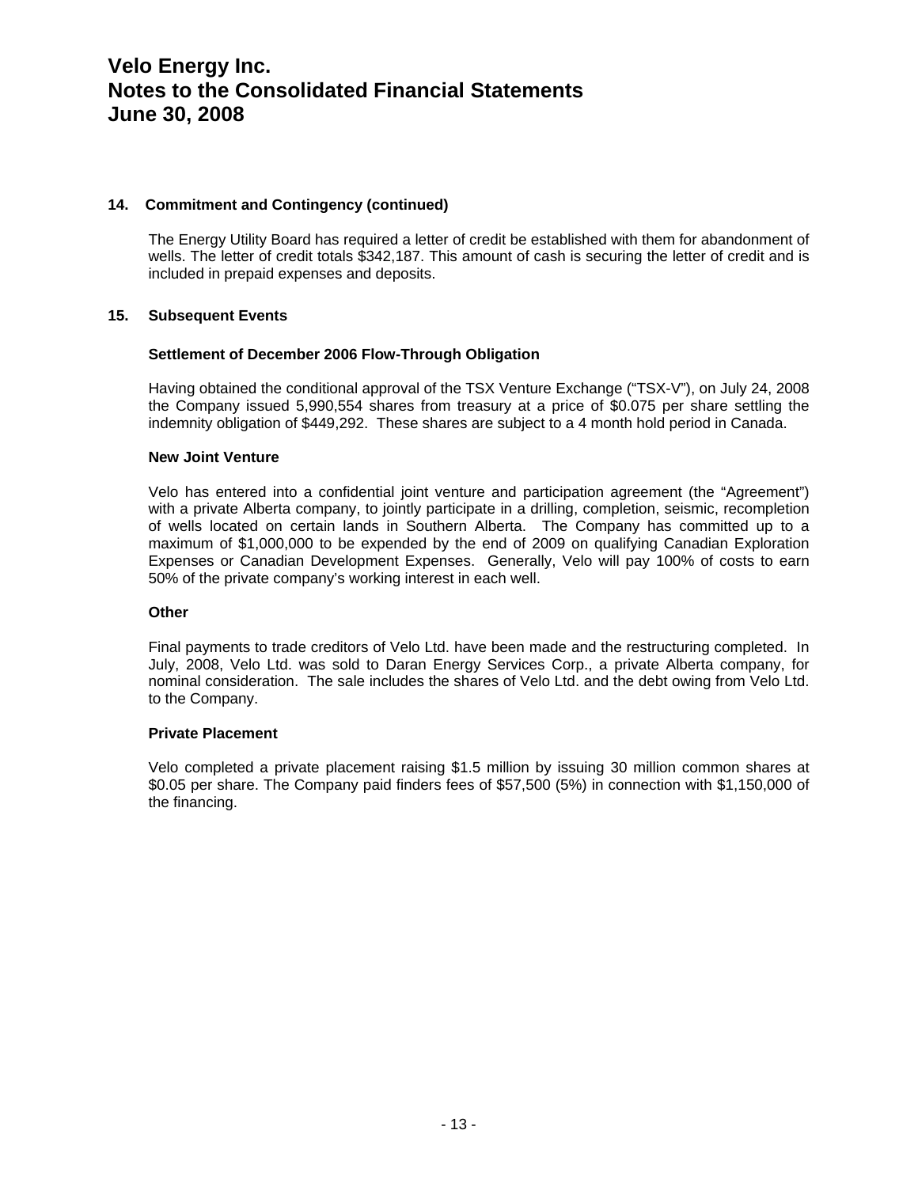### 14. Commitment and Contingency (continued)

The Energy Utility Board has required a letter of credit be established with them for abandonment of wells. The letter of credit totals $342,187. This amount of cash is securing the letter of credit and is included in prepaid expenses and deposits.

### 15. Subsequent Events

**Settlement of December 2006 Flow-Through Obligation**

Having obtained the conditional approval of the TSX Venture Exchange ("TSX-V"), on July 24, 2008 the Company issued 5,990,554 shares from treasury at a price of $0.075 per share settling the indemnity obligation of $449,292. These shares are subject to a 4 month hold period in Canada.

**New Joint Venture**

Velo has entered into a confidential joint venture and participation agreement (the "Agreement") with a private Alberta company, to jointly participate in a drilling, completion, seismic, recompletion of wells located on certain lands in Southern Alberta. The Company has committed up to a maximum of $1,000,000 to be expended by the end of 2009 on qualifying Canadian Exploration Expenses or Canadian Development Expenses. Generally, Velo will pay 100% of costs to earn 50% of the private company's working interest in each well.

**Other**

Final payments to trade creditors of Velo Ltd. have been made and the restructuring completed. In July, 2008, Velo Ltd. was sold to Daran Energy Services Corp., a private Alberta company, for nominal consideration. The sale includes the shares of Velo Ltd. and the debt owing from Velo Ltd. to the Company.

**Private Placement**

Velo completed a private placement raising $1.5 million by issuing 30 million common shares at $0.05 per share. The Company paid finders fees of $57,500 (5%) in connection with $1,150,000 of the financing.